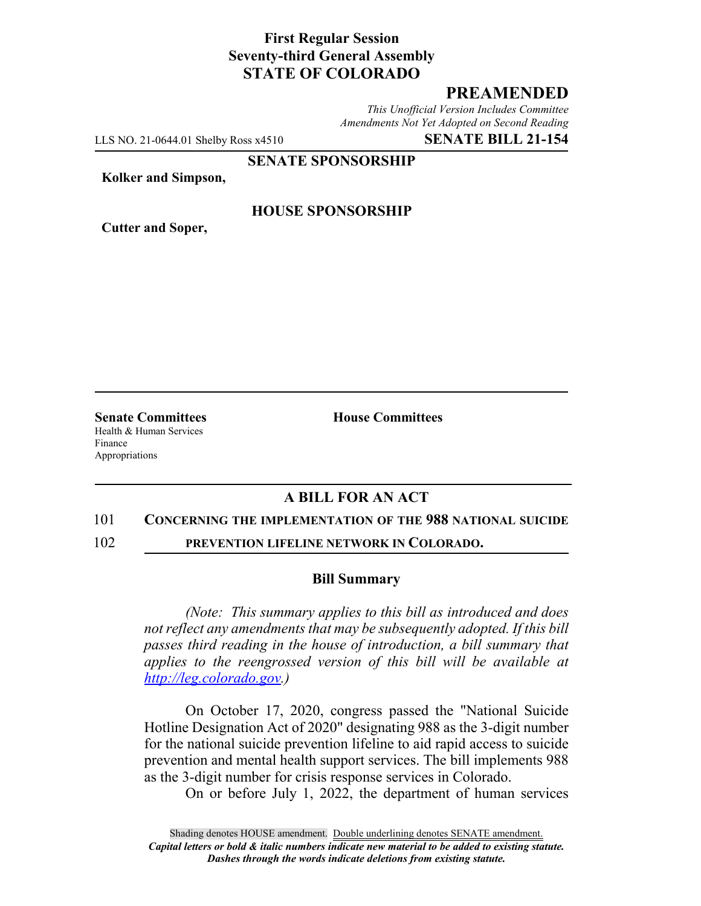**First Regular Session**
**Seventy-third General Assembly**
**STATE OF COLORADO**

## PREAMENDED

*This Unofficial Version Includes Committee Amendments Not Yet Adopted on Second Reading*

LLS NO. 21-0644.01 Shelby Ross x4510 **SENATE BILL 21-154**

**SENATE SPONSORSHIP**

**Kolker and Simpson,**

**HOUSE SPONSORSHIP**

**Cutter and Soper,**

**Senate Committees**
Health & Human Services
Finance
Appropriations

**House Committees**

### A BILL FOR AN ACT

101 **CONCERNING THE IMPLEMENTATION OF THE 988 NATIONAL SUICIDE**
102 **PREVENTION LIFELINE NETWORK IN COLORADO.**

### Bill Summary

*(Note: This summary applies to this bill as introduced and does not reflect any amendments that may be subsequently adopted. If this bill passes third reading in the house of introduction, a bill summary that applies to the reengrossed version of this bill will be available at http://leg.colorado.gov.)*

On October 17, 2020, congress passed the "National Suicide Hotline Designation Act of 2020" designating 988 as the 3-digit number for the national suicide prevention lifeline to aid rapid access to suicide prevention and mental health support services. The bill implements 988 as the 3-digit number for crisis response services in Colorado.

On or before July 1, 2022, the department of human services

Shading denotes HOUSE amendment. Double underlining denotes SENATE amendment.
*Capital letters or bold & italic numbers indicate new material to be added to existing statute.*
*Dashes through the words indicate deletions from existing statute.*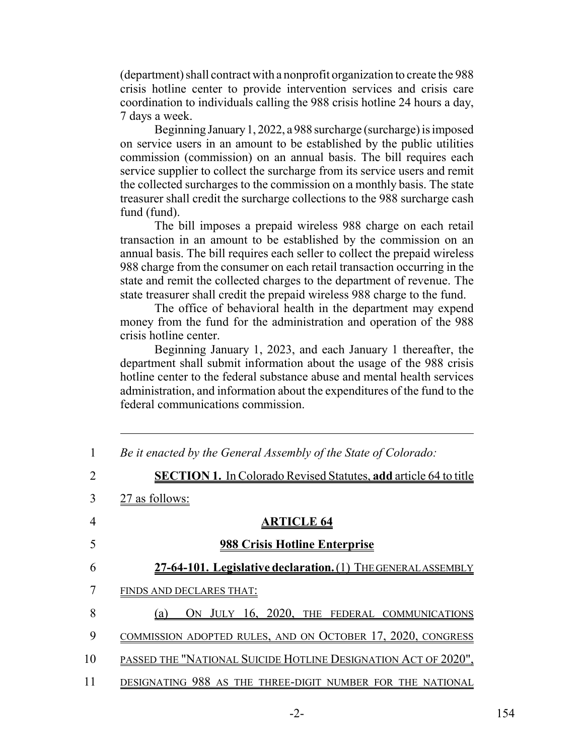(department) shall contract with a nonprofit organization to create the 988 crisis hotline center to provide intervention services and crisis care coordination to individuals calling the 988 crisis hotline 24 hours a day, 7 days a week.

Beginning January 1, 2022, a 988 surcharge (surcharge) is imposed on service users in an amount to be established by the public utilities commission (commission) on an annual basis. The bill requires each service supplier to collect the surcharge from its service users and remit the collected surcharges to the commission on a monthly basis. The state treasurer shall credit the surcharge collections to the 988 surcharge cash fund (fund).

The bill imposes a prepaid wireless 988 charge on each retail transaction in an amount to be established by the commission on an annual basis. The bill requires each seller to collect the prepaid wireless 988 charge from the consumer on each retail transaction occurring in the state and remit the collected charges to the department of revenue. The state treasurer shall credit the prepaid wireless 988 charge to the fund.

The office of behavioral health in the department may expend money from the fund for the administration and operation of the 988 crisis hotline center.

Beginning January 1, 2023, and each January 1 thereafter, the department shall submit information about the usage of the 988 crisis hotline center to the federal substance abuse and mental health services administration, and information about the expenditures of the fund to the federal communications commission.

---

1 *Be it enacted by the General Assembly of the State of Colorado:*

2 **SECTION 1.** In Colorado Revised Statutes, **add** article 64 to title
3 27 as follows:

4 **ARTICLE 64**

5 **988 Crisis Hotline Enterprise**

6 **27-64-101. Legislative declaration.** (1) THE GENERAL ASSEMBLY
7 FINDS AND DECLARES THAT:

8 (a) ON JULY 16, 2020, THE FEDERAL COMMUNICATIONS
9 COMMISSION ADOPTED RULES, AND ON OCTOBER 17, 2020, CONGRESS
10 PASSED THE "NATIONAL SUICIDE HOTLINE DESIGNATION ACT OF 2020",
11 DESIGNATING 988 AS THE THREE-DIGIT NUMBER FOR THE NATIONAL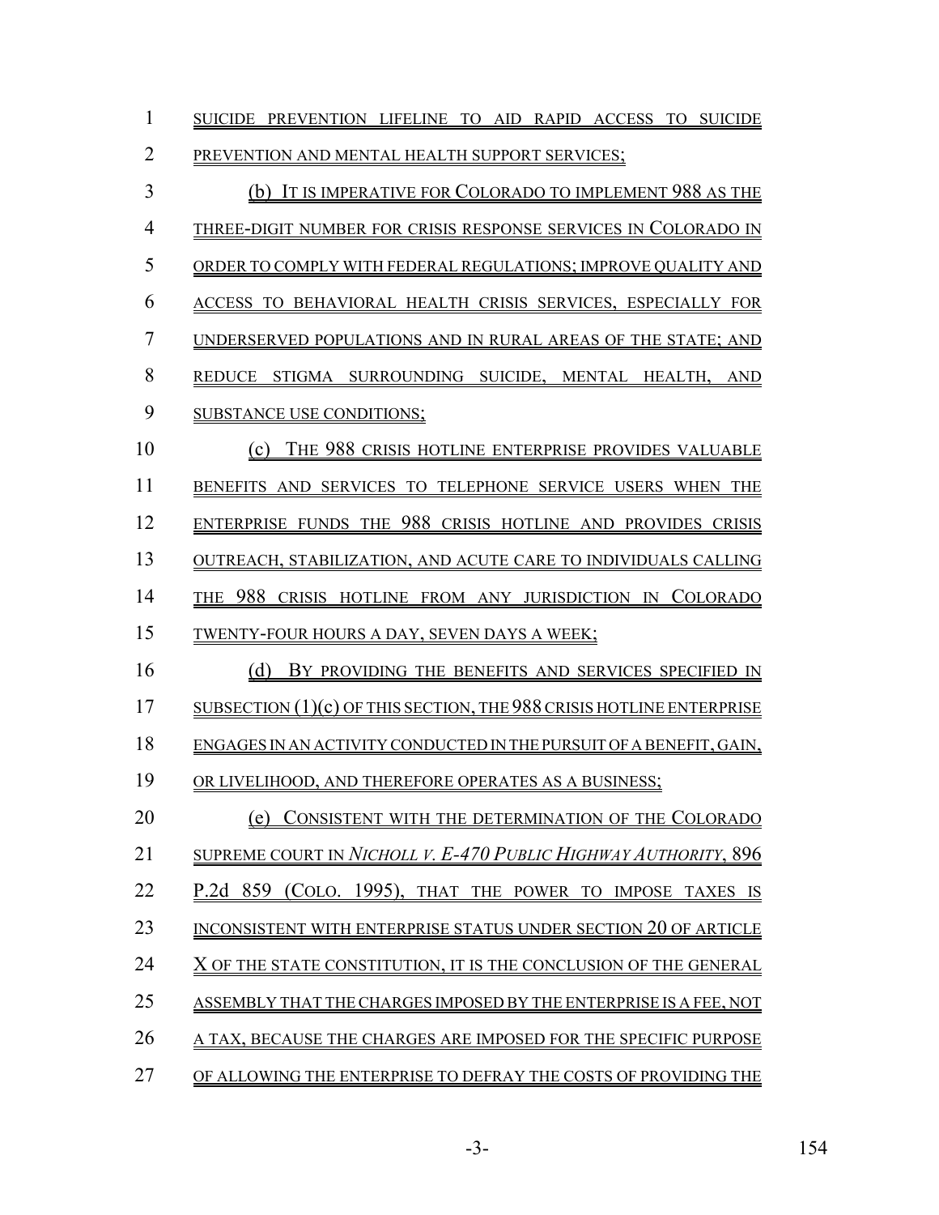SUICIDE PREVENTION LIFELINE TO AID RAPID ACCESS TO SUICIDE PREVENTION AND MENTAL HEALTH SUPPORT SERVICES;

(b) IT IS IMPERATIVE FOR COLORADO TO IMPLEMENT 988 AS THE THREE-DIGIT NUMBER FOR CRISIS RESPONSE SERVICES IN COLORADO IN ORDER TO COMPLY WITH FEDERAL REGULATIONS; IMPROVE QUALITY AND ACCESS TO BEHAVIORAL HEALTH CRISIS SERVICES, ESPECIALLY FOR UNDERSERVED POPULATIONS AND IN RURAL AREAS OF THE STATE; AND REDUCE STIGMA SURROUNDING SUICIDE, MENTAL HEALTH, AND SUBSTANCE USE CONDITIONS;

(c) THE 988 CRISIS HOTLINE ENTERPRISE PROVIDES VALUABLE BENEFITS AND SERVICES TO TELEPHONE SERVICE USERS WHEN THE ENTERPRISE FUNDS THE 988 CRISIS HOTLINE AND PROVIDES CRISIS OUTREACH, STABILIZATION, AND ACUTE CARE TO INDIVIDUALS CALLING THE 988 CRISIS HOTLINE FROM ANY JURISDICTION IN COLORADO TWENTY-FOUR HOURS A DAY, SEVEN DAYS A WEEK;

(d) BY PROVIDING THE BENEFITS AND SERVICES SPECIFIED IN SUBSECTION (1)(c) OF THIS SECTION, THE 988 CRISIS HOTLINE ENTERPRISE ENGAGES IN AN ACTIVITY CONDUCTED IN THE PURSUIT OF A BENEFIT, GAIN, OR LIVELIHOOD, AND THEREFORE OPERATES AS A BUSINESS;

(e) CONSISTENT WITH THE DETERMINATION OF THE COLORADO SUPREME COURT IN *NICHOLL V. E-470 PUBLIC HIGHWAY AUTHORITY*, 896 P.2d 859 (COLO. 1995), THAT THE POWER TO IMPOSE TAXES IS INCONSISTENT WITH ENTERPRISE STATUS UNDER SECTION 20 OF ARTICLE X OF THE STATE CONSTITUTION, IT IS THE CONCLUSION OF THE GENERAL ASSEMBLY THAT THE CHARGES IMPOSED BY THE ENTERPRISE IS A FEE, NOT A TAX, BECAUSE THE CHARGES ARE IMPOSED FOR THE SPECIFIC PURPOSE OF ALLOWING THE ENTERPRISE TO DEFRAY THE COSTS OF PROVIDING THE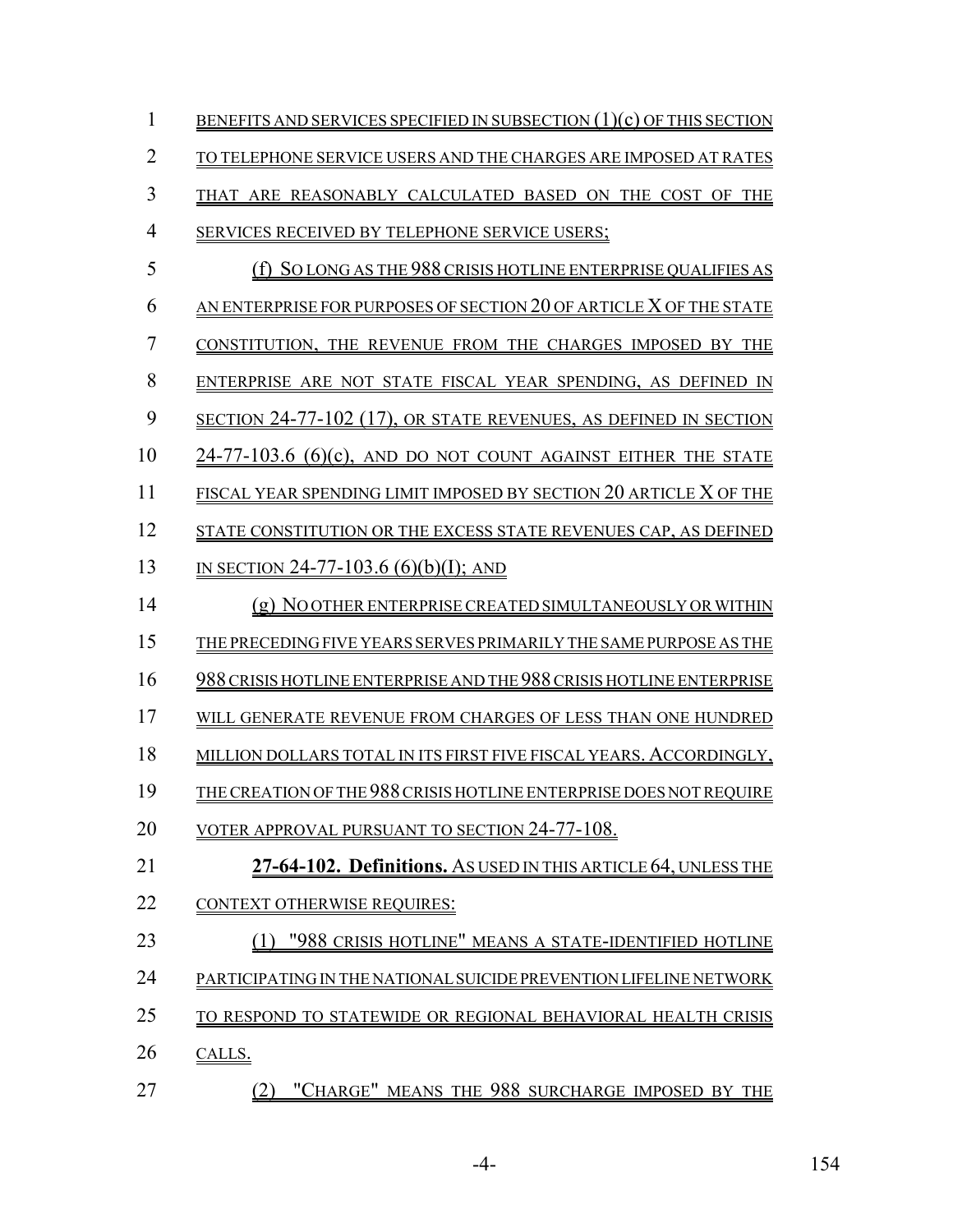BENEFITS AND SERVICES SPECIFIED IN SUBSECTION (1)(c) OF THIS SECTION TO TELEPHONE SERVICE USERS AND THE CHARGES ARE IMPOSED AT RATES THAT ARE REASONABLY CALCULATED BASED ON THE COST OF THE SERVICES RECEIVED BY TELEPHONE SERVICE USERS;

(f) SO LONG AS THE 988 CRISIS HOTLINE ENTERPRISE QUALIFIES AS AN ENTERPRISE FOR PURPOSES OF SECTION 20 OF ARTICLE X OF THE STATE CONSTITUTION, THE REVENUE FROM THE CHARGES IMPOSED BY THE ENTERPRISE ARE NOT STATE FISCAL YEAR SPENDING, AS DEFINED IN SECTION 24-77-102 (17), OR STATE REVENUES, AS DEFINED IN SECTION 24-77-103.6 (6)(c), AND DO NOT COUNT AGAINST EITHER THE STATE FISCAL YEAR SPENDING LIMIT IMPOSED BY SECTION 20 ARTICLE X OF THE STATE CONSTITUTION OR THE EXCESS STATE REVENUES CAP, AS DEFINED IN SECTION 24-77-103.6 (6)(b)(I); AND

(g) NO OTHER ENTERPRISE CREATED SIMULTANEOUSLY OR WITHIN THE PRECEDING FIVE YEARS SERVES PRIMARILY THE SAME PURPOSE AS THE 988 CRISIS HOTLINE ENTERPRISE AND THE 988 CRISIS HOTLINE ENTERPRISE WILL GENERATE REVENUE FROM CHARGES OF LESS THAN ONE HUNDRED MILLION DOLLARS TOTAL IN ITS FIRST FIVE FISCAL YEARS. ACCORDINGLY, THE CREATION OF THE 988 CRISIS HOTLINE ENTERPRISE DOES NOT REQUIRE VOTER APPROVAL PURSUANT TO SECTION 24-77-108.

**27-64-102. Definitions.** AS USED IN THIS ARTICLE 64, UNLESS THE CONTEXT OTHERWISE REQUIRES:

(1) "988 CRISIS HOTLINE" MEANS A STATE-IDENTIFIED HOTLINE PARTICIPATING IN THE NATIONAL SUICIDE PREVENTION LIFELINE NETWORK TO RESPOND TO STATEWIDE OR REGIONAL BEHAVIORAL HEALTH CRISIS CALLS.

(2) "CHARGE" MEANS THE 988 SURCHARGE IMPOSED BY THE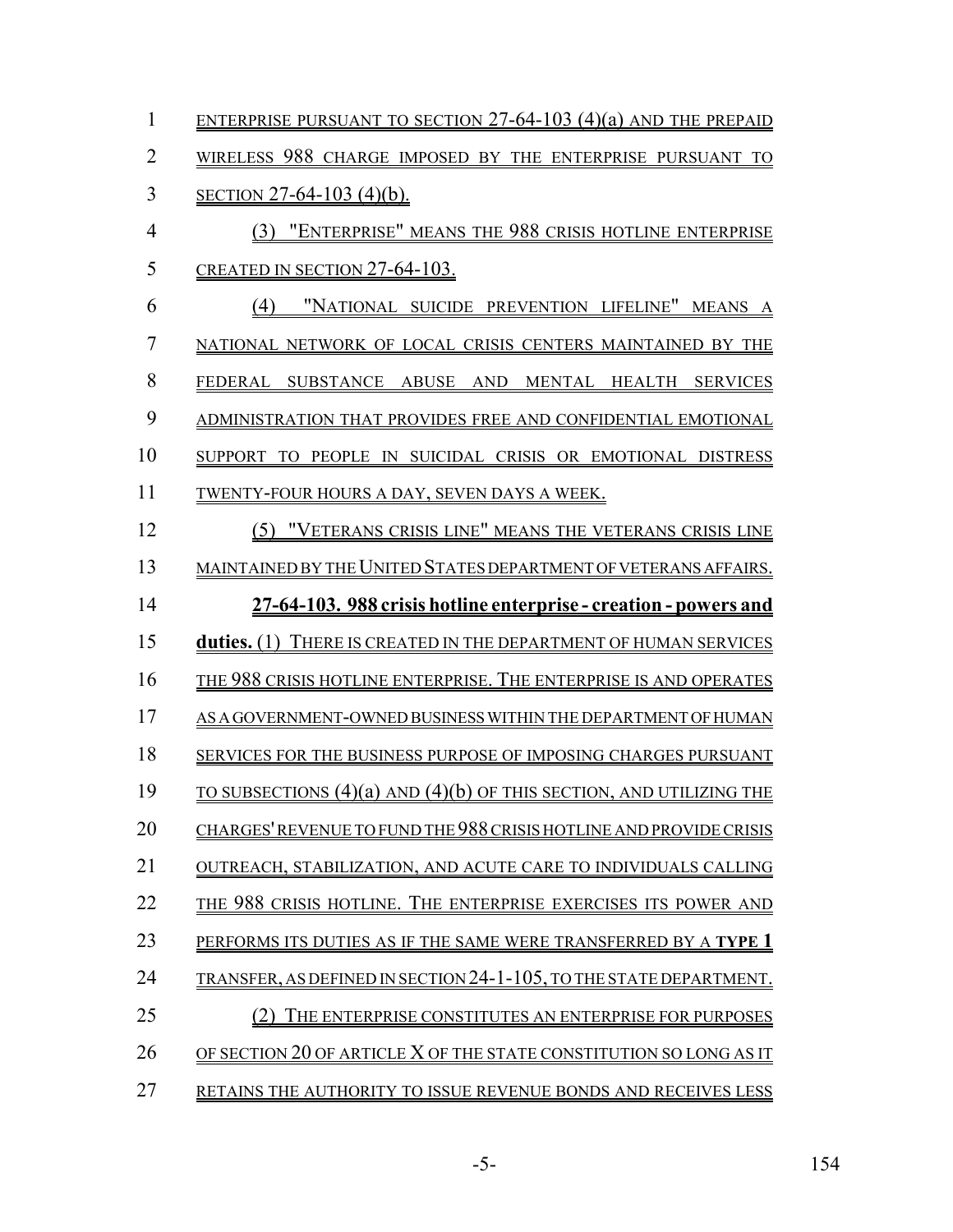ENTERPRISE PURSUANT TO SECTION 27-64-103 (4)(a) AND THE PREPAID WIRELESS 988 CHARGE IMPOSED BY THE ENTERPRISE PURSUANT TO SECTION 27-64-103 (4)(b).

(3) "ENTERPRISE" MEANS THE 988 CRISIS HOTLINE ENTERPRISE CREATED IN SECTION 27-64-103.

(4) "NATIONAL SUICIDE PREVENTION LIFELINE" MEANS A NATIONAL NETWORK OF LOCAL CRISIS CENTERS MAINTAINED BY THE FEDERAL SUBSTANCE ABUSE AND MENTAL HEALTH SERVICES ADMINISTRATION THAT PROVIDES FREE AND CONFIDENTIAL EMOTIONAL SUPPORT TO PEOPLE IN SUICIDAL CRISIS OR EMOTIONAL DISTRESS TWENTY-FOUR HOURS A DAY, SEVEN DAYS A WEEK.

(5) "VETERANS CRISIS LINE" MEANS THE VETERANS CRISIS LINE MAINTAINED BY THE UNITED STATES DEPARTMENT OF VETERANS AFFAIRS.

**27-64-103. 988 crisis hotline enterprise - creation - powers and duties.** (1) THERE IS CREATED IN THE DEPARTMENT OF HUMAN SERVICES THE 988 CRISIS HOTLINE ENTERPRISE. THE ENTERPRISE IS AND OPERATES AS A GOVERNMENT-OWNED BUSINESS WITHIN THE DEPARTMENT OF HUMAN SERVICES FOR THE BUSINESS PURPOSE OF IMPOSING CHARGES PURSUANT TO SUBSECTIONS (4)(a) AND (4)(b) OF THIS SECTION, AND UTILIZING THE CHARGES' REVENUE TO FUND THE 988 CRISIS HOTLINE AND PROVIDE CRISIS OUTREACH, STABILIZATION, AND ACUTE CARE TO INDIVIDUALS CALLING THE 988 CRISIS HOTLINE. THE ENTERPRISE EXERCISES ITS POWER AND PERFORMS ITS DUTIES AS IF THE SAME WERE TRANSFERRED BY A **TYPE 1** TRANSFER, AS DEFINED IN SECTION 24-1-105, TO THE STATE DEPARTMENT.

(2) THE ENTERPRISE CONSTITUTES AN ENTERPRISE FOR PURPOSES OF SECTION 20 OF ARTICLE X OF THE STATE CONSTITUTION SO LONG AS IT RETAINS THE AUTHORITY TO ISSUE REVENUE BONDS AND RECEIVES LESS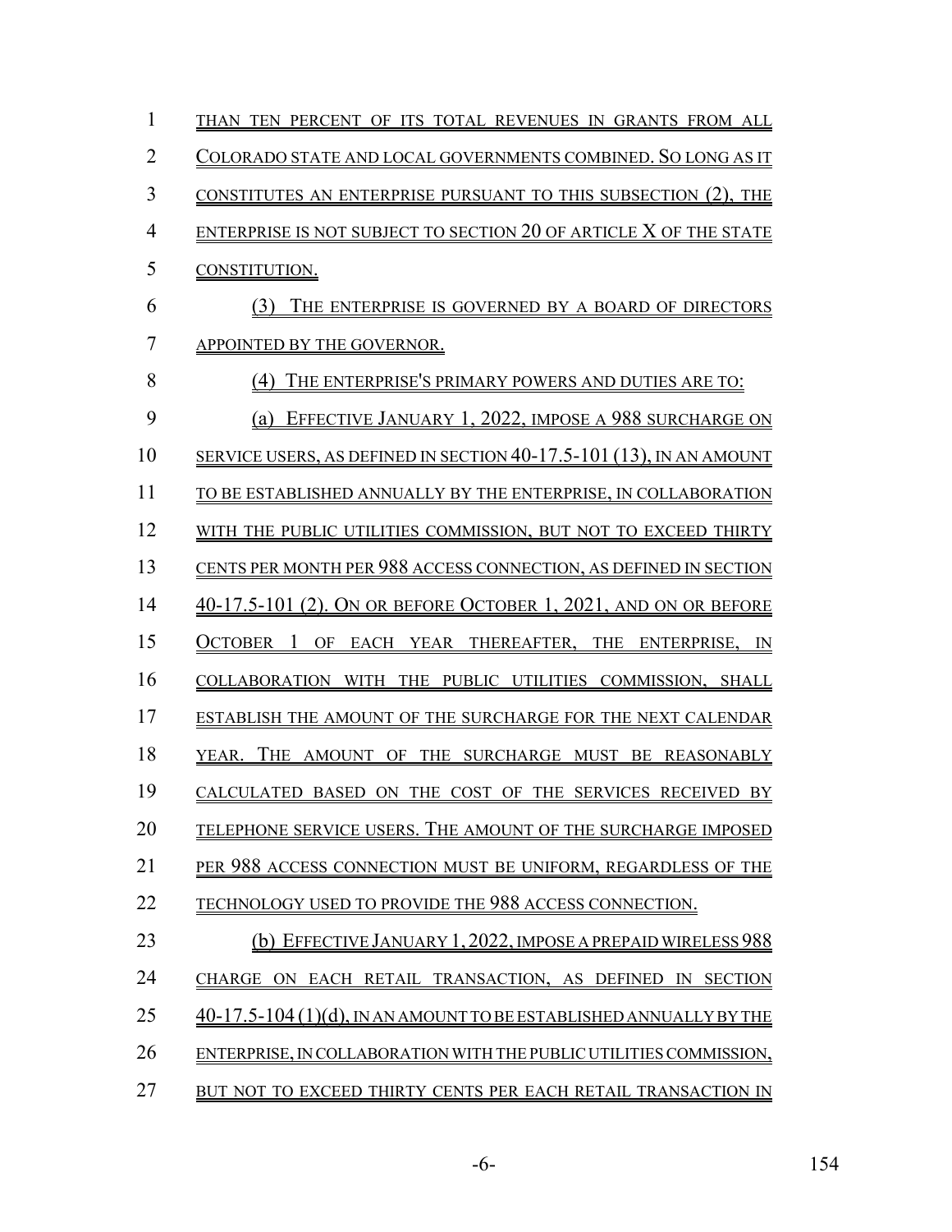THAN TEN PERCENT OF ITS TOTAL REVENUES IN GRANTS FROM ALL COLORADO STATE AND LOCAL GOVERNMENTS COMBINED. SO LONG AS IT CONSTITUTES AN ENTERPRISE PURSUANT TO THIS SUBSECTION (2), THE ENTERPRISE IS NOT SUBJECT TO SECTION 20 OF ARTICLE X OF THE STATE CONSTITUTION.

(3) THE ENTERPRISE IS GOVERNED BY A BOARD OF DIRECTORS APPOINTED BY THE GOVERNOR.

(4) THE ENTERPRISE'S PRIMARY POWERS AND DUTIES ARE TO:

(a) EFFECTIVE JANUARY 1, 2022, IMPOSE A 988 SURCHARGE ON SERVICE USERS, AS DEFINED IN SECTION 40-17.5-101 (13), IN AN AMOUNT TO BE ESTABLISHED ANNUALLY BY THE ENTERPRISE, IN COLLABORATION WITH THE PUBLIC UTILITIES COMMISSION, BUT NOT TO EXCEED THIRTY CENTS PER MONTH PER 988 ACCESS CONNECTION, AS DEFINED IN SECTION 40-17.5-101 (2). ON OR BEFORE OCTOBER 1, 2021, AND ON OR BEFORE OCTOBER 1 OF EACH YEAR THEREAFTER, THE ENTERPRISE, IN COLLABORATION WITH THE PUBLIC UTILITIES COMMISSION, SHALL ESTABLISH THE AMOUNT OF THE SURCHARGE FOR THE NEXT CALENDAR YEAR. THE AMOUNT OF THE SURCHARGE MUST BE REASONABLY CALCULATED BASED ON THE COST OF THE SERVICES RECEIVED BY TELEPHONE SERVICE USERS. THE AMOUNT OF THE SURCHARGE IMPOSED PER 988 ACCESS CONNECTION MUST BE UNIFORM, REGARDLESS OF THE TECHNOLOGY USED TO PROVIDE THE 988 ACCESS CONNECTION.

(b) EFFECTIVE JANUARY 1, 2022, IMPOSE A PREPAID WIRELESS 988 CHARGE ON EACH RETAIL TRANSACTION, AS DEFINED IN SECTION 40-17.5-104 (1)(d), IN AN AMOUNT TO BE ESTABLISHED ANNUALLY BY THE ENTERPRISE, IN COLLABORATION WITH THE PUBLIC UTILITIES COMMISSION, BUT NOT TO EXCEED THIRTY CENTS PER EACH RETAIL TRANSACTION IN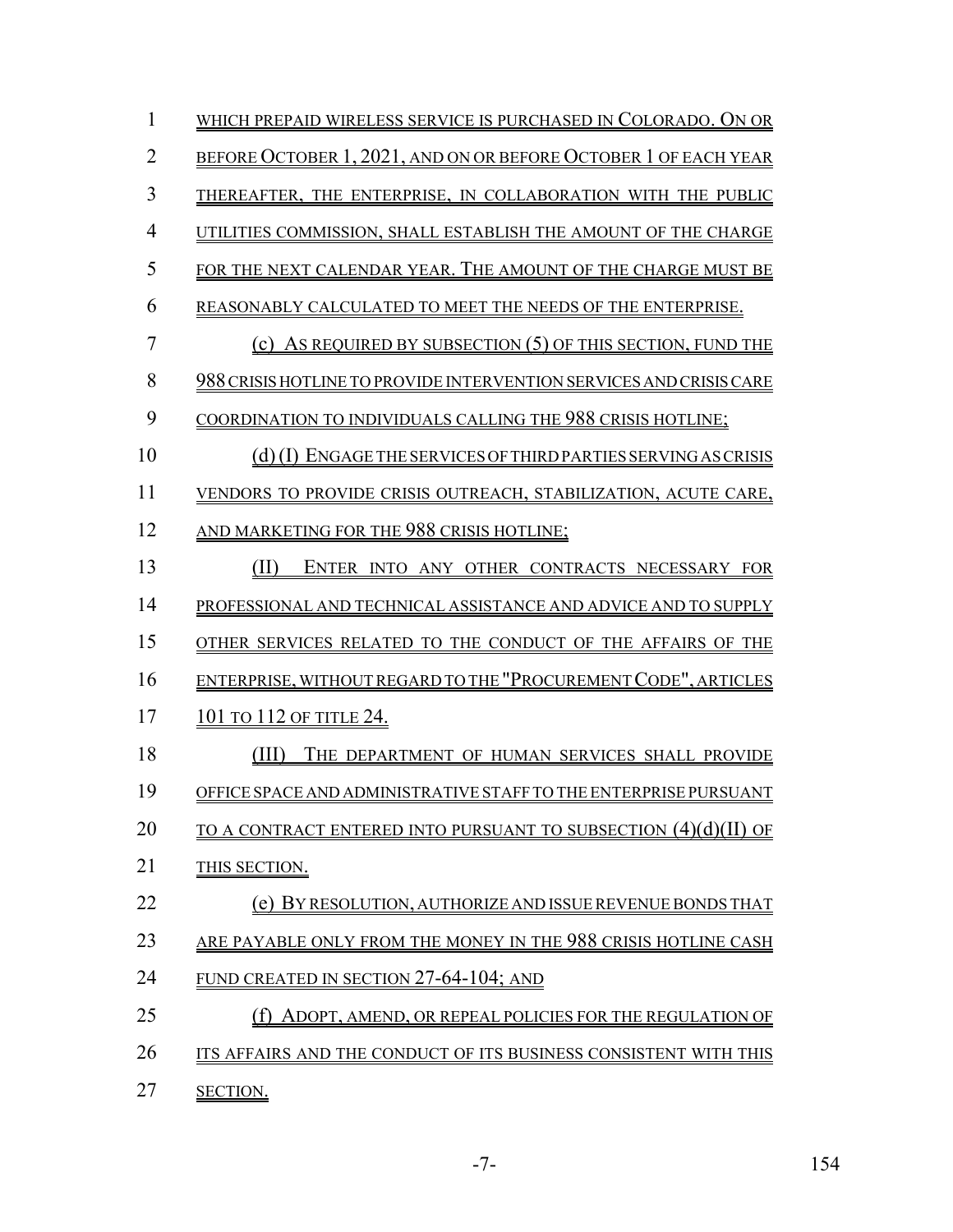WHICH PREPAID WIRELESS SERVICE IS PURCHASED IN COLORADO. ON OR BEFORE OCTOBER 1, 2021, AND ON OR BEFORE OCTOBER 1 OF EACH YEAR THEREAFTER, THE ENTERPRISE, IN COLLABORATION WITH THE PUBLIC UTILITIES COMMISSION, SHALL ESTABLISH THE AMOUNT OF THE CHARGE FOR THE NEXT CALENDAR YEAR. THE AMOUNT OF THE CHARGE MUST BE REASONABLY CALCULATED TO MEET THE NEEDS OF THE ENTERPRISE.

(c) AS REQUIRED BY SUBSECTION (5) OF THIS SECTION, FUND THE 988 CRISIS HOTLINE TO PROVIDE INTERVENTION SERVICES AND CRISIS CARE COORDINATION TO INDIVIDUALS CALLING THE 988 CRISIS HOTLINE;

(d) (I) ENGAGE THE SERVICES OF THIRD PARTIES SERVING AS CRISIS VENDORS TO PROVIDE CRISIS OUTREACH, STABILIZATION, ACUTE CARE, AND MARKETING FOR THE 988 CRISIS HOTLINE;

(II) ENTER INTO ANY OTHER CONTRACTS NECESSARY FOR PROFESSIONAL AND TECHNICAL ASSISTANCE AND ADVICE AND TO SUPPLY OTHER SERVICES RELATED TO THE CONDUCT OF THE AFFAIRS OF THE ENTERPRISE, WITHOUT REGARD TO THE "PROCUREMENT CODE", ARTICLES 101 TO 112 OF TITLE 24.

(III) THE DEPARTMENT OF HUMAN SERVICES SHALL PROVIDE OFFICE SPACE AND ADMINISTRATIVE STAFF TO THE ENTERPRISE PURSUANT TO A CONTRACT ENTERED INTO PURSUANT TO SUBSECTION (4)(d)(II) OF THIS SECTION.

(e) BY RESOLUTION, AUTHORIZE AND ISSUE REVENUE BONDS THAT ARE PAYABLE ONLY FROM THE MONEY IN THE 988 CRISIS HOTLINE CASH FUND CREATED IN SECTION 27-64-104; AND

(f) ADOPT, AMEND, OR REPEAL POLICIES FOR THE REGULATION OF ITS AFFAIRS AND THE CONDUCT OF ITS BUSINESS CONSISTENT WITH THIS SECTION.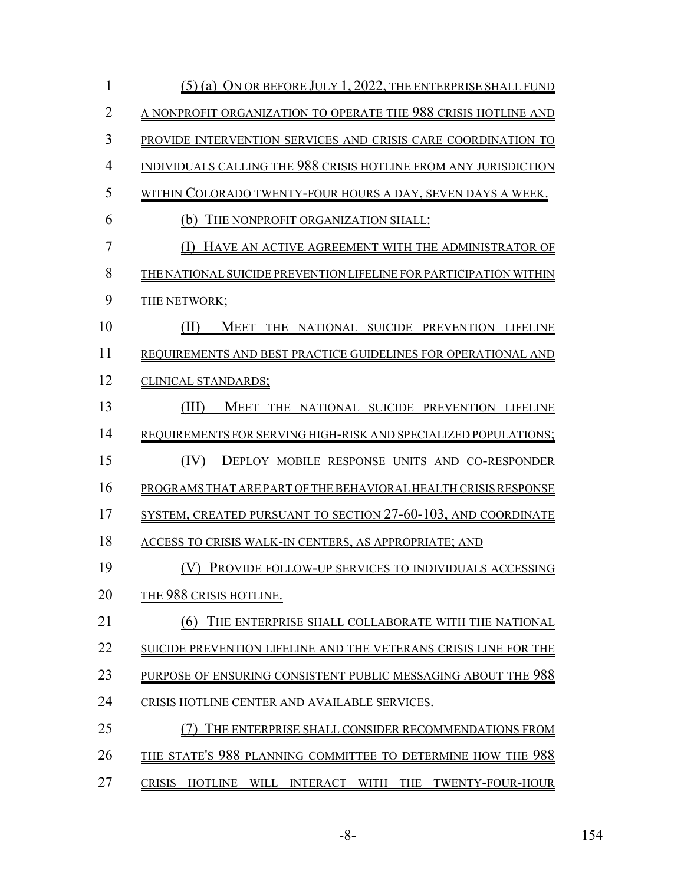(5) (a) ON OR BEFORE JULY 1, 2022, THE ENTERPRISE SHALL FUND A NONPROFIT ORGANIZATION TO OPERATE THE 988 CRISIS HOTLINE AND PROVIDE INTERVENTION SERVICES AND CRISIS CARE COORDINATION TO INDIVIDUALS CALLING THE 988 CRISIS HOTLINE FROM ANY JURISDICTION WITHIN COLORADO TWENTY-FOUR HOURS A DAY, SEVEN DAYS A WEEK.

(b) THE NONPROFIT ORGANIZATION SHALL:

(I) HAVE AN ACTIVE AGREEMENT WITH THE ADMINISTRATOR OF THE NATIONAL SUICIDE PREVENTION LIFELINE FOR PARTICIPATION WITHIN THE NETWORK;

(II) MEET THE NATIONAL SUICIDE PREVENTION LIFELINE REQUIREMENTS AND BEST PRACTICE GUIDELINES FOR OPERATIONAL AND CLINICAL STANDARDS;

(III) MEET THE NATIONAL SUICIDE PREVENTION LIFELINE REQUIREMENTS FOR SERVING HIGH-RISK AND SPECIALIZED POPULATIONS;

(IV) DEPLOY MOBILE RESPONSE UNITS AND CO-RESPONDER PROGRAMS THAT ARE PART OF THE BEHAVIORAL HEALTH CRISIS RESPONSE SYSTEM, CREATED PURSUANT TO SECTION 27-60-103, AND COORDINATE ACCESS TO CRISIS WALK-IN CENTERS, AS APPROPRIATE; AND

(V) PROVIDE FOLLOW-UP SERVICES TO INDIVIDUALS ACCESSING THE 988 CRISIS HOTLINE.

(6) THE ENTERPRISE SHALL COLLABORATE WITH THE NATIONAL SUICIDE PREVENTION LIFELINE AND THE VETERANS CRISIS LINE FOR THE PURPOSE OF ENSURING CONSISTENT PUBLIC MESSAGING ABOUT THE 988 CRISIS HOTLINE CENTER AND AVAILABLE SERVICES.

(7) THE ENTERPRISE SHALL CONSIDER RECOMMENDATIONS FROM THE STATE'S 988 PLANNING COMMITTEE TO DETERMINE HOW THE 988 CRISIS HOTLINE WILL INTERACT WITH THE TWENTY-FOUR-HOUR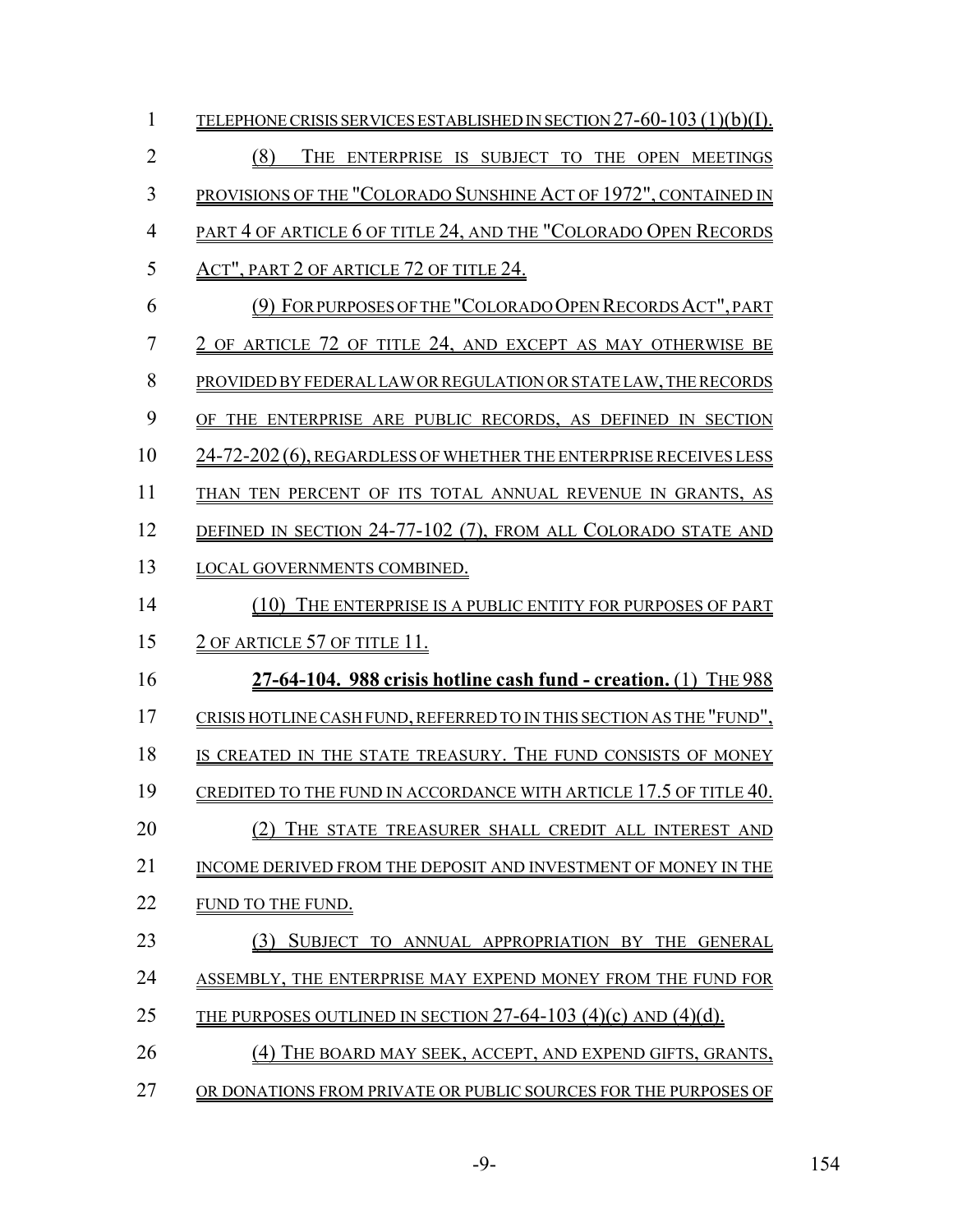TELEPHONE CRISIS SERVICES ESTABLISHED IN SECTION 27-60-103 (1)(b)(I).

(8) THE ENTERPRISE IS SUBJECT TO THE OPEN MEETINGS PROVISIONS OF THE "COLORADO SUNSHINE ACT OF 1972", CONTAINED IN PART 4 OF ARTICLE 6 OF TITLE 24, AND THE "COLORADO OPEN RECORDS ACT", PART 2 OF ARTICLE 72 OF TITLE 24.

(9) FOR PURPOSES OF THE "COLORADO OPEN RECORDS ACT", PART 2 OF ARTICLE 72 OF TITLE 24, AND EXCEPT AS MAY OTHERWISE BE PROVIDED BY FEDERAL LAW OR REGULATION OR STATE LAW, THE RECORDS OF THE ENTERPRISE ARE PUBLIC RECORDS, AS DEFINED IN SECTION 24-72-202 (6), REGARDLESS OF WHETHER THE ENTERPRISE RECEIVES LESS THAN TEN PERCENT OF ITS TOTAL ANNUAL REVENUE IN GRANTS, AS DEFINED IN SECTION 24-77-102 (7), FROM ALL COLORADO STATE AND LOCAL GOVERNMENTS COMBINED.

(10) THE ENTERPRISE IS A PUBLIC ENTITY FOR PURPOSES OF PART 2 OF ARTICLE 57 OF TITLE 11.

**27-64-104. 988 crisis hotline cash fund - creation.** (1) THE 988 CRISIS HOTLINE CASH FUND, REFERRED TO IN THIS SECTION AS THE "FUND", IS CREATED IN THE STATE TREASURY. THE FUND CONSISTS OF MONEY CREDITED TO THE FUND IN ACCORDANCE WITH ARTICLE 17.5 OF TITLE 40.

(2) THE STATE TREASURER SHALL CREDIT ALL INTEREST AND INCOME DERIVED FROM THE DEPOSIT AND INVESTMENT OF MONEY IN THE FUND TO THE FUND.

(3) SUBJECT TO ANNUAL APPROPRIATION BY THE GENERAL ASSEMBLY, THE ENTERPRISE MAY EXPEND MONEY FROM THE FUND FOR THE PURPOSES OUTLINED IN SECTION 27-64-103 (4)(c) AND (4)(d).

(4) THE BOARD MAY SEEK, ACCEPT, AND EXPEND GIFTS, GRANTS, OR DONATIONS FROM PRIVATE OR PUBLIC SOURCES FOR THE PURPOSES OF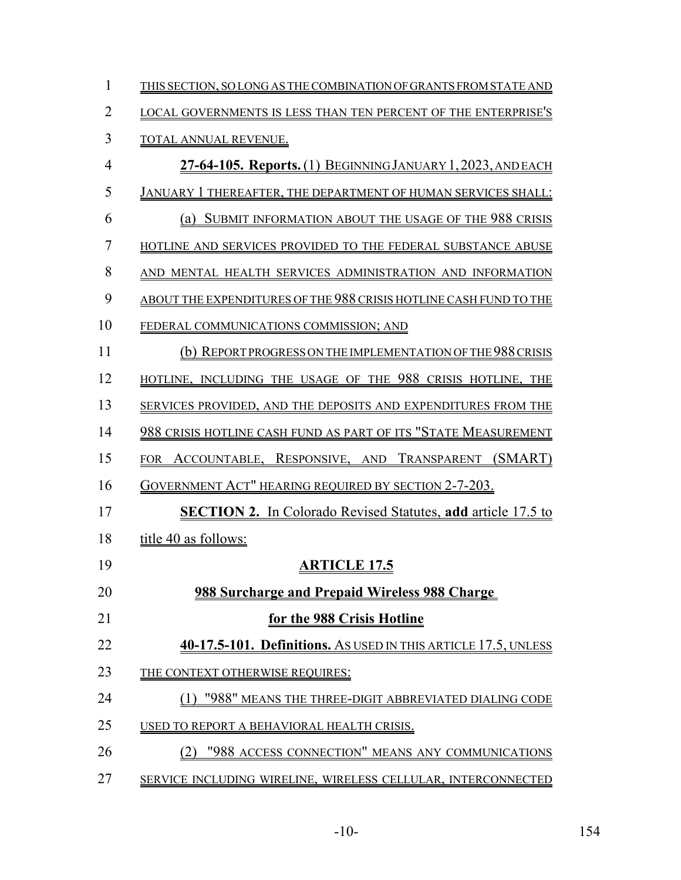THIS SECTION, SO LONG AS THE COMBINATION OF GRANTS FROM STATE AND LOCAL GOVERNMENTS IS LESS THAN TEN PERCENT OF THE ENTERPRISE'S TOTAL ANNUAL REVENUE.

**27-64-105. Reports.** (1) BEGINNING JANUARY 1, 2023, AND EACH JANUARY 1 THEREAFTER, THE DEPARTMENT OF HUMAN SERVICES SHALL:

(a) SUBMIT INFORMATION ABOUT THE USAGE OF THE 988 CRISIS HOTLINE AND SERVICES PROVIDED TO THE FEDERAL SUBSTANCE ABUSE AND MENTAL HEALTH SERVICES ADMINISTRATION AND INFORMATION ABOUT THE EXPENDITURES OF THE 988 CRISIS HOTLINE CASH FUND TO THE FEDERAL COMMUNICATIONS COMMISSION; AND

(b) REPORT PROGRESS ON THE IMPLEMENTATION OF THE 988 CRISIS HOTLINE, INCLUDING THE USAGE OF THE 988 CRISIS HOTLINE, THE SERVICES PROVIDED, AND THE DEPOSITS AND EXPENDITURES FROM THE 988 CRISIS HOTLINE CASH FUND AS PART OF ITS "STATE MEASUREMENT FOR ACCOUNTABLE, RESPONSIVE, AND TRANSPARENT (SMART) GOVERNMENT ACT" HEARING REQUIRED BY SECTION 2-7-203.

**SECTION 2.** In Colorado Revised Statutes, **add** article 17.5 to title 40 as follows:

## ARTICLE 17.5

## 988 Surcharge and Prepaid Wireless 988 Charge for the 988 Crisis Hotline

**40-17.5-101. Definitions.** AS USED IN THIS ARTICLE 17.5, UNLESS THE CONTEXT OTHERWISE REQUIRES:

(1) "988" MEANS THE THREE-DIGIT ABBREVIATED DIALING CODE USED TO REPORT A BEHAVIORAL HEALTH CRISIS.

(2) "988 ACCESS CONNECTION" MEANS ANY COMMUNICATIONS SERVICE INCLUDING WIRELINE, WIRELESS CELLULAR, INTERCONNECTED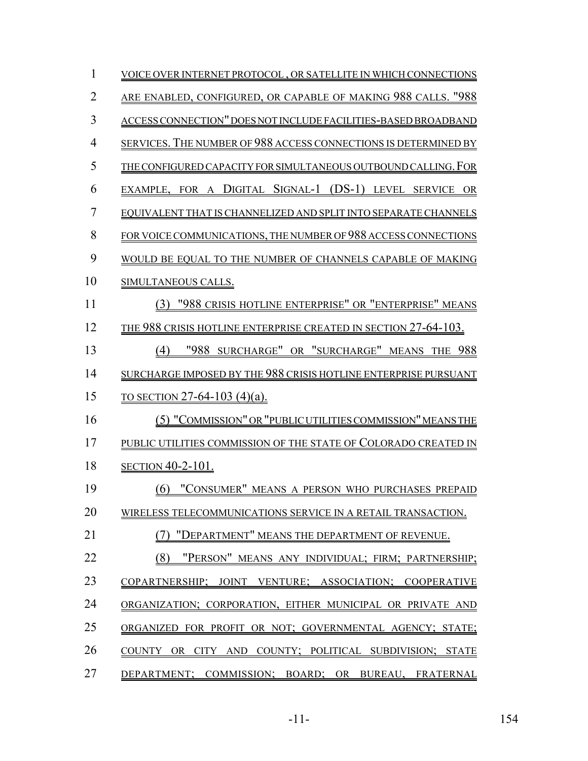VOICE OVER INTERNET PROTOCOL , OR SATELLITE IN WHICH CONNECTIONS ARE ENABLED, CONFIGURED, OR CAPABLE OF MAKING 988 CALLS. "988 ACCESS CONNECTION" DOES NOT INCLUDE FACILITIES-BASED BROADBAND SERVICES. THE NUMBER OF 988 ACCESS CONNECTIONS IS DETERMINED BY THE CONFIGURED CAPACITY FOR SIMULTANEOUS OUTBOUND CALLING. FOR EXAMPLE, FOR A DIGITAL SIGNAL-1 (DS-1) LEVEL SERVICE OR EQUIVALENT THAT IS CHANNELIZED AND SPLIT INTO SEPARATE CHANNELS FOR VOICE COMMUNICATIONS, THE NUMBER OF 988 ACCESS CONNECTIONS WOULD BE EQUAL TO THE NUMBER OF CHANNELS CAPABLE OF MAKING SIMULTANEOUS CALLS.

(3) "988 CRISIS HOTLINE ENTERPRISE" OR "ENTERPRISE" MEANS THE 988 CRISIS HOTLINE ENTERPRISE CREATED IN SECTION 27-64-103.

(4) "988 SURCHARGE" OR "SURCHARGE" MEANS THE 988 SURCHARGE IMPOSED BY THE 988 CRISIS HOTLINE ENTERPRISE PURSUANT TO SECTION 27-64-103 (4)(a).

(5) "COMMISSION" OR "PUBLIC UTILITIES COMMISSION" MEANS THE PUBLIC UTILITIES COMMISSION OF THE STATE OF COLORADO CREATED IN SECTION 40-2-101.

(6) "CONSUMER" MEANS A PERSON WHO PURCHASES PREPAID WIRELESS TELECOMMUNICATIONS SERVICE IN A RETAIL TRANSACTION.

(7) "DEPARTMENT" MEANS THE DEPARTMENT OF REVENUE.

(8) "PERSON" MEANS ANY INDIVIDUAL; FIRM; PARTNERSHIP; COPARTNERSHIP; JOINT VENTURE; ASSOCIATION; COOPERATIVE ORGANIZATION; CORPORATION, EITHER MUNICIPAL OR PRIVATE AND ORGANIZED FOR PROFIT OR NOT; GOVERNMENTAL AGENCY; STATE; COUNTY OR CITY AND COUNTY; POLITICAL SUBDIVISION; STATE DEPARTMENT; COMMISSION; BOARD; OR BUREAU, FRATERNAL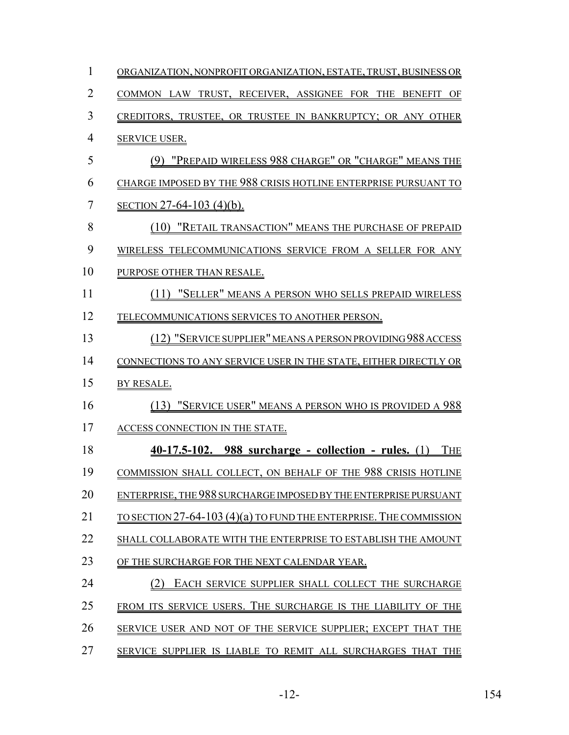ORGANIZATION, NONPROFIT ORGANIZATION, ESTATE, TRUST, BUSINESS OR COMMON LAW TRUST, RECEIVER, ASSIGNEE FOR THE BENEFIT OF CREDITORS, TRUSTEE, OR TRUSTEE IN BANKRUPTCY; OR ANY OTHER SERVICE USER.

(9) "PREPAID WIRELESS 988 CHARGE" OR "CHARGE" MEANS THE CHARGE IMPOSED BY THE 988 CRISIS HOTLINE ENTERPRISE PURSUANT TO SECTION 27-64-103 (4)(b).

(10) "RETAIL TRANSACTION" MEANS THE PURCHASE OF PREPAID WIRELESS TELECOMMUNICATIONS SERVICE FROM A SELLER FOR ANY PURPOSE OTHER THAN RESALE.

(11) "SELLER" MEANS A PERSON WHO SELLS PREPAID WIRELESS TELECOMMUNICATIONS SERVICES TO ANOTHER PERSON.

(12) "SERVICE SUPPLIER" MEANS A PERSON PROVIDING 988 ACCESS CONNECTIONS TO ANY SERVICE USER IN THE STATE, EITHER DIRECTLY OR BY RESALE.

(13) "SERVICE USER" MEANS A PERSON WHO IS PROVIDED A 988 ACCESS CONNECTION IN THE STATE.

**40-17.5-102. 988 surcharge - collection - rules.** (1) THE COMMISSION SHALL COLLECT, ON BEHALF OF THE 988 CRISIS HOTLINE ENTERPRISE, THE 988 SURCHARGE IMPOSED BY THE ENTERPRISE PURSUANT TO SECTION 27-64-103 (4)(a) TO FUND THE ENTERPRISE. THE COMMISSION SHALL COLLABORATE WITH THE ENTERPRISE TO ESTABLISH THE AMOUNT OF THE SURCHARGE FOR THE NEXT CALENDAR YEAR.

(2) EACH SERVICE SUPPLIER SHALL COLLECT THE SURCHARGE FROM ITS SERVICE USERS. THE SURCHARGE IS THE LIABILITY OF THE SERVICE USER AND NOT OF THE SERVICE SUPPLIER; EXCEPT THAT THE SERVICE SUPPLIER IS LIABLE TO REMIT ALL SURCHARGES THAT THE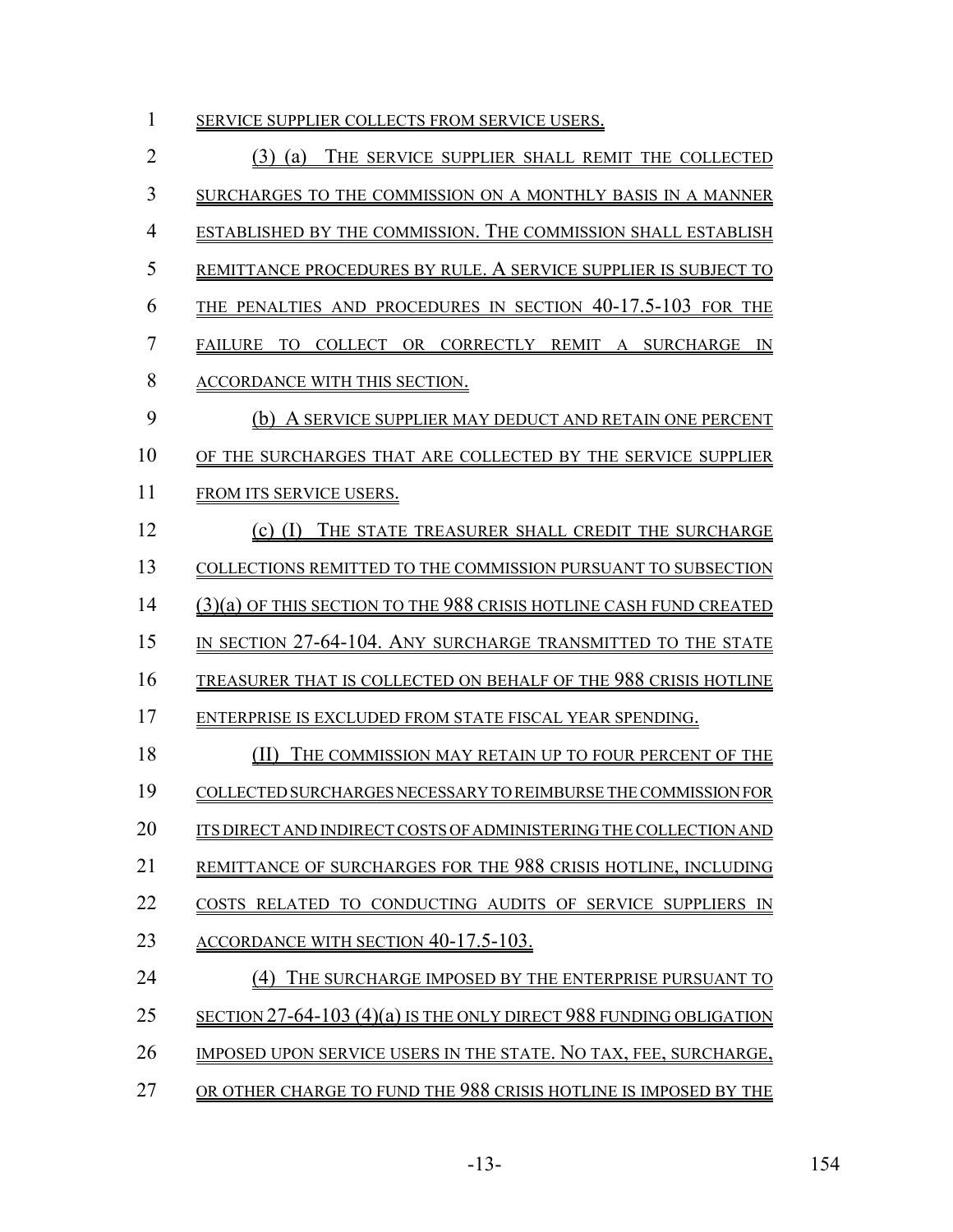SERVICE SUPPLIER COLLECTS FROM SERVICE USERS.

(3) (a) THE SERVICE SUPPLIER SHALL REMIT THE COLLECTED SURCHARGES TO THE COMMISSION ON A MONTHLY BASIS IN A MANNER ESTABLISHED BY THE COMMISSION. THE COMMISSION SHALL ESTABLISH REMITTANCE PROCEDURES BY RULE. A SERVICE SUPPLIER IS SUBJECT TO THE PENALTIES AND PROCEDURES IN SECTION 40-17.5-103 FOR THE FAILURE TO COLLECT OR CORRECTLY REMIT A SURCHARGE IN ACCORDANCE WITH THIS SECTION.

(b) A SERVICE SUPPLIER MAY DEDUCT AND RETAIN ONE PERCENT OF THE SURCHARGES THAT ARE COLLECTED BY THE SERVICE SUPPLIER FROM ITS SERVICE USERS.

(c) (I) THE STATE TREASURER SHALL CREDIT THE SURCHARGE COLLECTIONS REMITTED TO THE COMMISSION PURSUANT TO SUBSECTION (3)(a) OF THIS SECTION TO THE 988 CRISIS HOTLINE CASH FUND CREATED IN SECTION 27-64-104. ANY SURCHARGE TRANSMITTED TO THE STATE TREASURER THAT IS COLLECTED ON BEHALF OF THE 988 CRISIS HOTLINE ENTERPRISE IS EXCLUDED FROM STATE FISCAL YEAR SPENDING.

(II) THE COMMISSION MAY RETAIN UP TO FOUR PERCENT OF THE COLLECTED SURCHARGES NECESSARY TO REIMBURSE THE COMMISSION FOR ITS DIRECT AND INDIRECT COSTS OF ADMINISTERING THE COLLECTION AND REMITTANCE OF SURCHARGES FOR THE 988 CRISIS HOTLINE, INCLUDING COSTS RELATED TO CONDUCTING AUDITS OF SERVICE SUPPLIERS IN ACCORDANCE WITH SECTION 40-17.5-103.

(4) THE SURCHARGE IMPOSED BY THE ENTERPRISE PURSUANT TO SECTION 27-64-103 (4)(a) IS THE ONLY DIRECT 988 FUNDING OBLIGATION IMPOSED UPON SERVICE USERS IN THE STATE. NO TAX, FEE, SURCHARGE, OR OTHER CHARGE TO FUND THE 988 CRISIS HOTLINE IS IMPOSED BY THE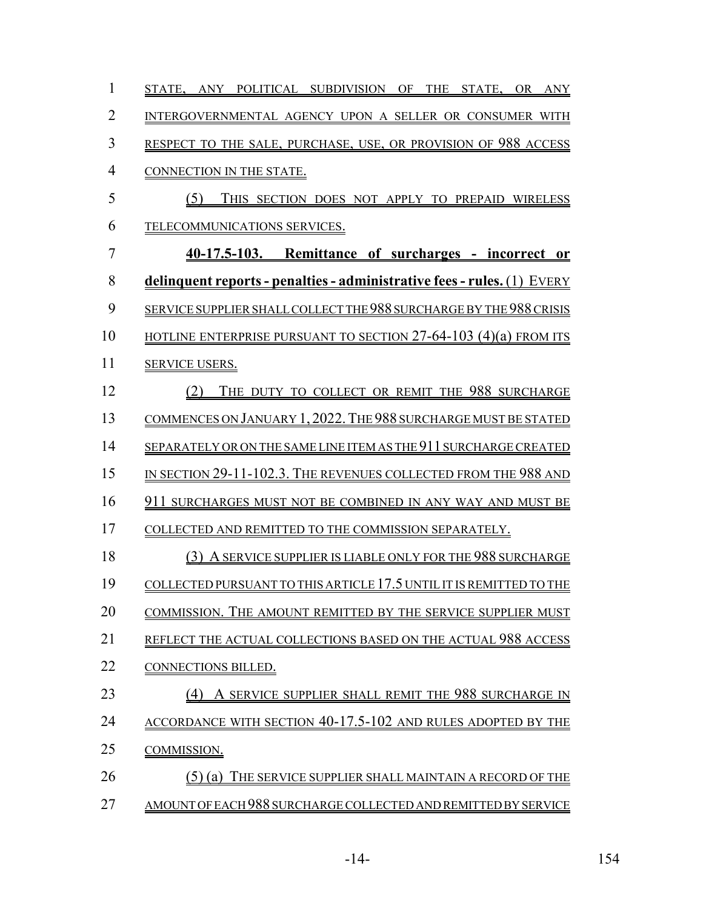STATE, ANY POLITICAL SUBDIVISION OF THE STATE, OR ANY INTERGOVERNMENTAL AGENCY UPON A SELLER OR CONSUMER WITH RESPECT TO THE SALE, PURCHASE, USE, OR PROVISION OF 988 ACCESS CONNECTION IN THE STATE.

(5) THIS SECTION DOES NOT APPLY TO PREPAID WIRELESS TELECOMMUNICATIONS SERVICES.

**40-17.5-103. Remittance of surcharges - incorrect or delinquent reports - penalties - administrative fees - rules.** (1) EVERY SERVICE SUPPLIER SHALL COLLECT THE 988 SURCHARGE BY THE 988 CRISIS HOTLINE ENTERPRISE PURSUANT TO SECTION 27-64-103 (4)(a) FROM ITS SERVICE USERS.

(2) THE DUTY TO COLLECT OR REMIT THE 988 SURCHARGE COMMENCES ON JANUARY 1, 2022. THE 988 SURCHARGE MUST BE STATED SEPARATELY OR ON THE SAME LINE ITEM AS THE 911 SURCHARGE CREATED IN SECTION 29-11-102.3. THE REVENUES COLLECTED FROM THE 988 AND 911 SURCHARGES MUST NOT BE COMBINED IN ANY WAY AND MUST BE COLLECTED AND REMITTED TO THE COMMISSION SEPARATELY.

(3) A SERVICE SUPPLIER IS LIABLE ONLY FOR THE 988 SURCHARGE COLLECTED PURSUANT TO THIS ARTICLE 17.5 UNTIL IT IS REMITTED TO THE COMMISSION. THE AMOUNT REMITTED BY THE SERVICE SUPPLIER MUST REFLECT THE ACTUAL COLLECTIONS BASED ON THE ACTUAL 988 ACCESS CONNECTIONS BILLED.

(4) A SERVICE SUPPLIER SHALL REMIT THE 988 SURCHARGE IN ACCORDANCE WITH SECTION 40-17.5-102 AND RULES ADOPTED BY THE COMMISSION.

(5) (a) THE SERVICE SUPPLIER SHALL MAINTAIN A RECORD OF THE AMOUNT OF EACH 988 SURCHARGE COLLECTED AND REMITTED BY SERVICE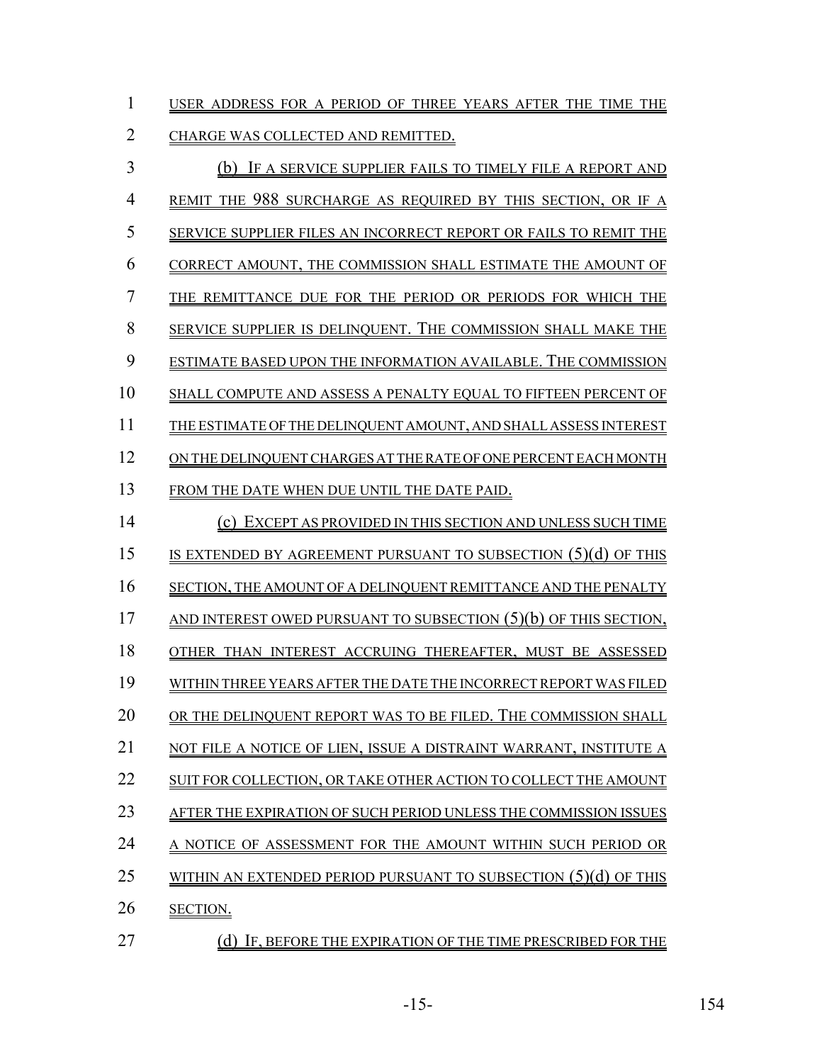USER ADDRESS FOR A PERIOD OF THREE YEARS AFTER THE TIME THE CHARGE WAS COLLECTED AND REMITTED.

(b) IF A SERVICE SUPPLIER FAILS TO TIMELY FILE A REPORT AND REMIT THE 988 SURCHARGE AS REQUIRED BY THIS SECTION, OR IF A SERVICE SUPPLIER FILES AN INCORRECT REPORT OR FAILS TO REMIT THE CORRECT AMOUNT, THE COMMISSION SHALL ESTIMATE THE AMOUNT OF THE REMITTANCE DUE FOR THE PERIOD OR PERIODS FOR WHICH THE SERVICE SUPPLIER IS DELINQUENT. THE COMMISSION SHALL MAKE THE ESTIMATE BASED UPON THE INFORMATION AVAILABLE. THE COMMISSION SHALL COMPUTE AND ASSESS A PENALTY EQUAL TO FIFTEEN PERCENT OF THE ESTIMATE OF THE DELINQUENT AMOUNT, AND SHALL ASSESS INTEREST ON THE DELINQUENT CHARGES AT THE RATE OF ONE PERCENT EACH MONTH FROM THE DATE WHEN DUE UNTIL THE DATE PAID.

(c) EXCEPT AS PROVIDED IN THIS SECTION AND UNLESS SUCH TIME IS EXTENDED BY AGREEMENT PURSUANT TO SUBSECTION (5)(d) OF THIS SECTION, THE AMOUNT OF A DELINQUENT REMITTANCE AND THE PENALTY AND INTEREST OWED PURSUANT TO SUBSECTION (5)(b) OF THIS SECTION, OTHER THAN INTEREST ACCRUING THEREAFTER, MUST BE ASSESSED WITHIN THREE YEARS AFTER THE DATE THE INCORRECT REPORT WAS FILED OR THE DELINQUENT REPORT WAS TO BE FILED. THE COMMISSION SHALL NOT FILE A NOTICE OF LIEN, ISSUE A DISTRAINT WARRANT, INSTITUTE A SUIT FOR COLLECTION, OR TAKE OTHER ACTION TO COLLECT THE AMOUNT AFTER THE EXPIRATION OF SUCH PERIOD UNLESS THE COMMISSION ISSUES A NOTICE OF ASSESSMENT FOR THE AMOUNT WITHIN SUCH PERIOD OR WITHIN AN EXTENDED PERIOD PURSUANT TO SUBSECTION (5)(d) OF THIS SECTION.

(d) IF, BEFORE THE EXPIRATION OF THE TIME PRESCRIBED FOR THE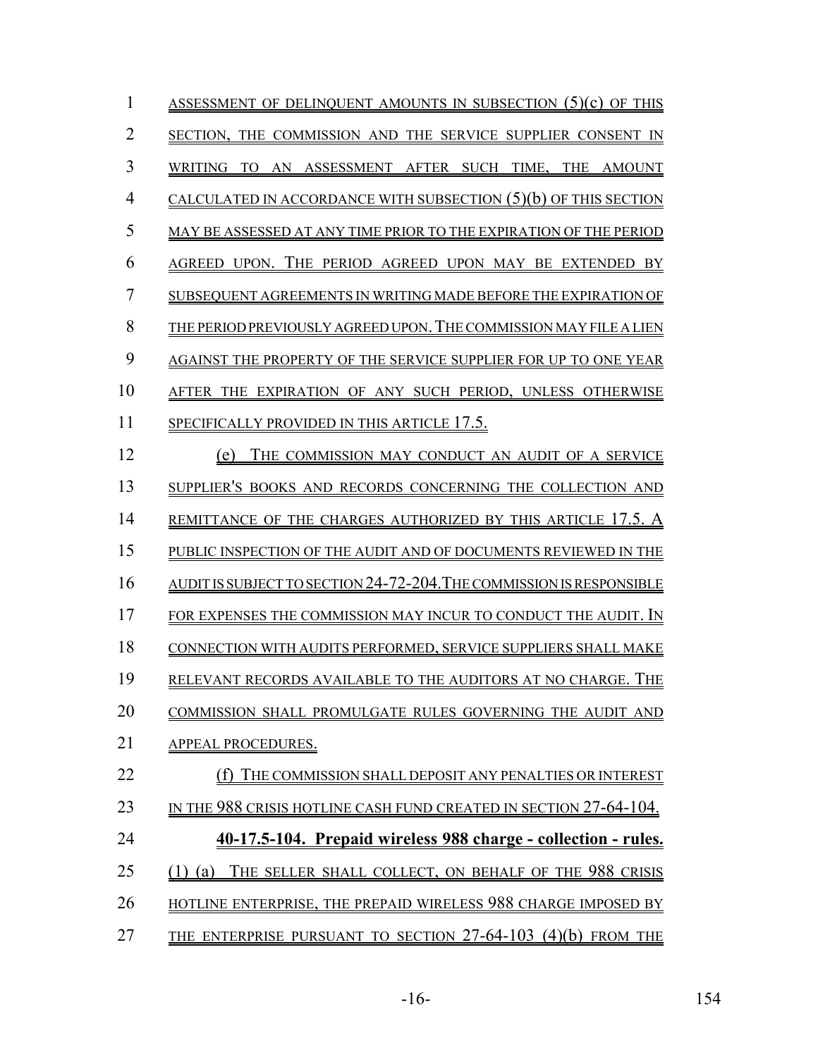ASSESSMENT OF DELINQUENT AMOUNTS IN SUBSECTION (5)(c) OF THIS SECTION, THE COMMISSION AND THE SERVICE SUPPLIER CONSENT IN WRITING TO AN ASSESSMENT AFTER SUCH TIME, THE AMOUNT CALCULATED IN ACCORDANCE WITH SUBSECTION (5)(b) OF THIS SECTION MAY BE ASSESSED AT ANY TIME PRIOR TO THE EXPIRATION OF THE PERIOD AGREED UPON. THE PERIOD AGREED UPON MAY BE EXTENDED BY SUBSEQUENT AGREEMENTS IN WRITING MADE BEFORE THE EXPIRATION OF THE PERIOD PREVIOUSLY AGREED UPON. THE COMMISSION MAY FILE A LIEN AGAINST THE PROPERTY OF THE SERVICE SUPPLIER FOR UP TO ONE YEAR AFTER THE EXPIRATION OF ANY SUCH PERIOD, UNLESS OTHERWISE SPECIFICALLY PROVIDED IN THIS ARTICLE 17.5.

(e) THE COMMISSION MAY CONDUCT AN AUDIT OF A SERVICE SUPPLIER'S BOOKS AND RECORDS CONCERNING THE COLLECTION AND REMITTANCE OF THE CHARGES AUTHORIZED BY THIS ARTICLE 17.5. A PUBLIC INSPECTION OF THE AUDIT AND OF DOCUMENTS REVIEWED IN THE AUDIT IS SUBJECT TO SECTION 24-72-204. THE COMMISSION IS RESPONSIBLE FOR EXPENSES THE COMMISSION MAY INCUR TO CONDUCT THE AUDIT. IN CONNECTION WITH AUDITS PERFORMED, SERVICE SUPPLIERS SHALL MAKE RELEVANT RECORDS AVAILABLE TO THE AUDITORS AT NO CHARGE. THE COMMISSION SHALL PROMULGATE RULES GOVERNING THE AUDIT AND APPEAL PROCEDURES.

(f) THE COMMISSION SHALL DEPOSIT ANY PENALTIES OR INTEREST IN THE 988 CRISIS HOTLINE CASH FUND CREATED IN SECTION 27-64-104.

**40-17.5-104. Prepaid wireless 988 charge - collection - rules.** (1) (a) THE SELLER SHALL COLLECT, ON BEHALF OF THE 988 CRISIS HOTLINE ENTERPRISE, THE PREPAID WIRELESS 988 CHARGE IMPOSED BY THE ENTERPRISE PURSUANT TO SECTION 27-64-103 (4)(b) FROM THE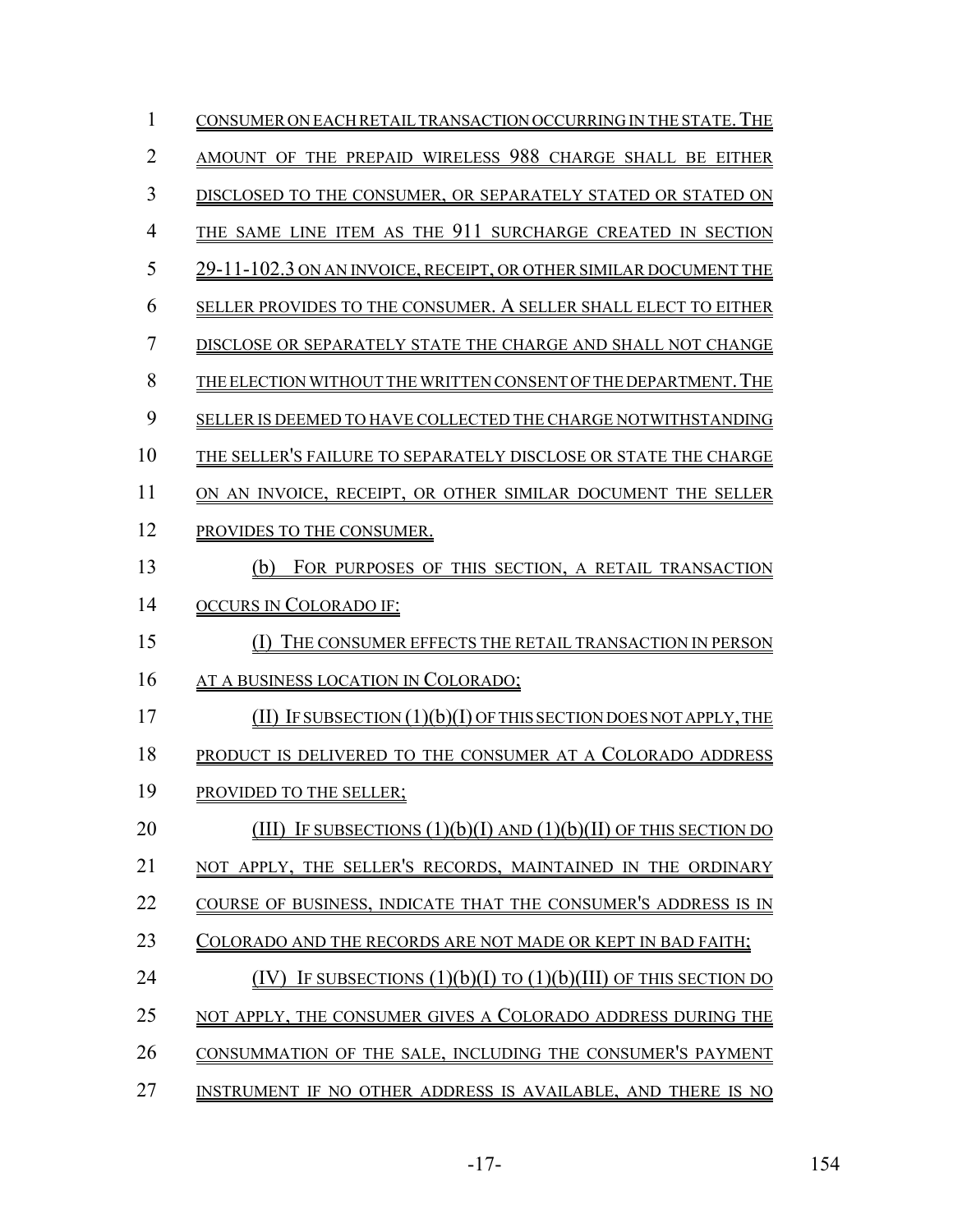CONSUMER ON EACH RETAIL TRANSACTION OCCURRING IN THE STATE. THE AMOUNT OF THE PREPAID WIRELESS 988 CHARGE SHALL BE EITHER DISCLOSED TO THE CONSUMER, OR SEPARATELY STATED OR STATED ON THE SAME LINE ITEM AS THE 911 SURCHARGE CREATED IN SECTION 29-11-102.3 ON AN INVOICE, RECEIPT, OR OTHER SIMILAR DOCUMENT THE SELLER PROVIDES TO THE CONSUMER. A SELLER SHALL ELECT TO EITHER DISCLOSE OR SEPARATELY STATE THE CHARGE AND SHALL NOT CHANGE THE ELECTION WITHOUT THE WRITTEN CONSENT OF THE DEPARTMENT. THE SELLER IS DEEMED TO HAVE COLLECTED THE CHARGE NOTWITHSTANDING THE SELLER'S FAILURE TO SEPARATELY DISCLOSE OR STATE THE CHARGE ON AN INVOICE, RECEIPT, OR OTHER SIMILAR DOCUMENT THE SELLER PROVIDES TO THE CONSUMER.

(b) FOR PURPOSES OF THIS SECTION, A RETAIL TRANSACTION OCCURS IN COLORADO IF:

(I) THE CONSUMER EFFECTS THE RETAIL TRANSACTION IN PERSON AT A BUSINESS LOCATION IN COLORADO;

(II) IF SUBSECTION (1)(b)(I) OF THIS SECTION DOES NOT APPLY, THE PRODUCT IS DELIVERED TO THE CONSUMER AT A COLORADO ADDRESS PROVIDED TO THE SELLER;

(III) IF SUBSECTIONS (1)(b)(I) AND (1)(b)(II) OF THIS SECTION DO NOT APPLY, THE SELLER'S RECORDS, MAINTAINED IN THE ORDINARY COURSE OF BUSINESS, INDICATE THAT THE CONSUMER'S ADDRESS IS IN COLORADO AND THE RECORDS ARE NOT MADE OR KEPT IN BAD FAITH;

(IV) IF SUBSECTIONS (1)(b)(I) TO (1)(b)(III) OF THIS SECTION DO NOT APPLY, THE CONSUMER GIVES A COLORADO ADDRESS DURING THE CONSUMMATION OF THE SALE, INCLUDING THE CONSUMER'S PAYMENT INSTRUMENT IF NO OTHER ADDRESS IS AVAILABLE, AND THERE IS NO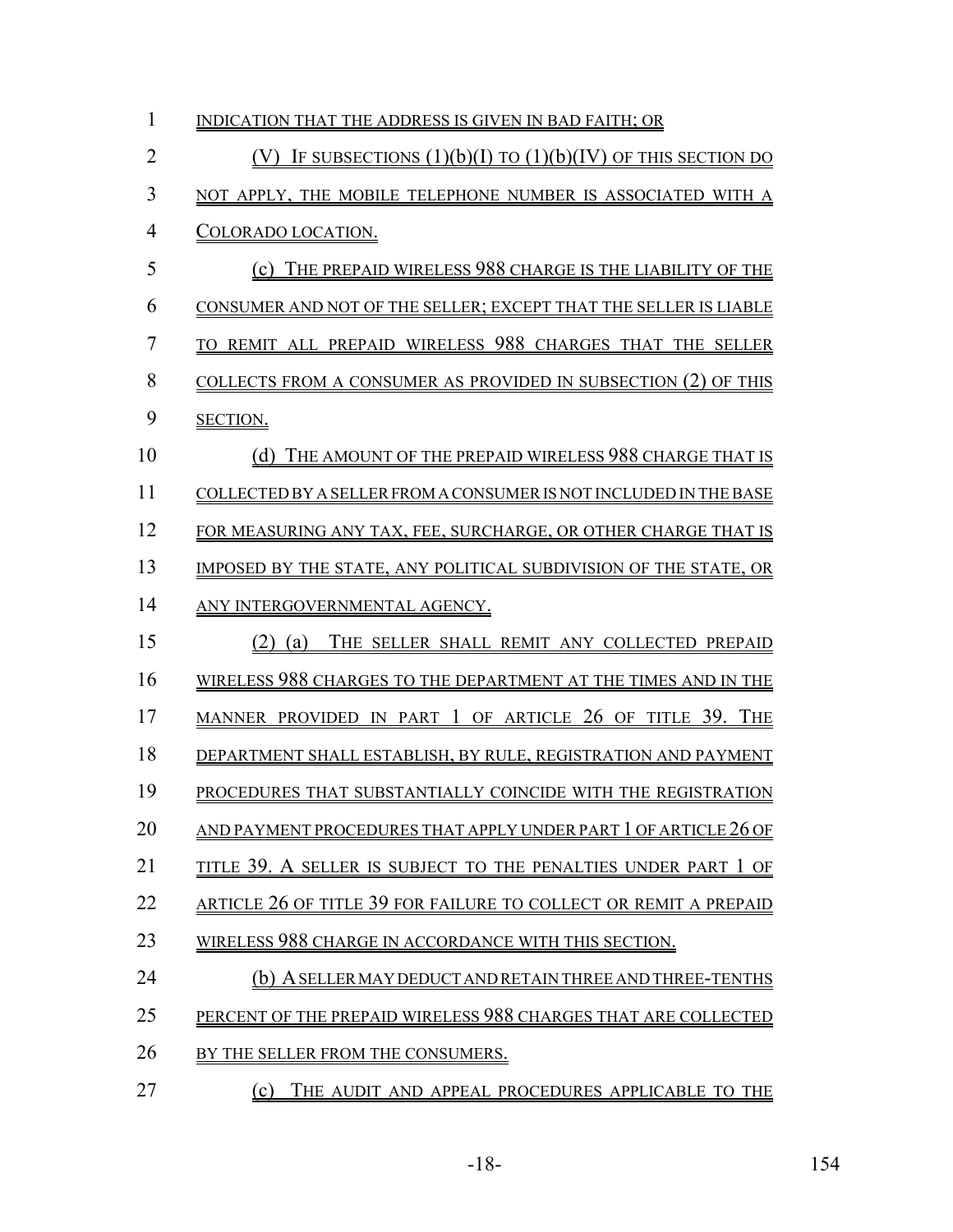INDICATION THAT THE ADDRESS IS GIVEN IN BAD FAITH; OR

(V) IF SUBSECTIONS (1)(b)(I) TO (1)(b)(IV) OF THIS SECTION DO NOT APPLY, THE MOBILE TELEPHONE NUMBER IS ASSOCIATED WITH A COLORADO LOCATION.

(c) THE PREPAID WIRELESS 988 CHARGE IS THE LIABILITY OF THE CONSUMER AND NOT OF THE SELLER; EXCEPT THAT THE SELLER IS LIABLE TO REMIT ALL PREPAID WIRELESS 988 CHARGES THAT THE SELLER COLLECTS FROM A CONSUMER AS PROVIDED IN SUBSECTION (2) OF THIS SECTION.

(d) THE AMOUNT OF THE PREPAID WIRELESS 988 CHARGE THAT IS COLLECTED BY A SELLER FROM A CONSUMER IS NOT INCLUDED IN THE BASE FOR MEASURING ANY TAX, FEE, SURCHARGE, OR OTHER CHARGE THAT IS IMPOSED BY THE STATE, ANY POLITICAL SUBDIVISION OF THE STATE, OR ANY INTERGOVERNMENTAL AGENCY.

(2) (a) THE SELLER SHALL REMIT ANY COLLECTED PREPAID WIRELESS 988 CHARGES TO THE DEPARTMENT AT THE TIMES AND IN THE MANNER PROVIDED IN PART 1 OF ARTICLE 26 OF TITLE 39. THE DEPARTMENT SHALL ESTABLISH, BY RULE, REGISTRATION AND PAYMENT PROCEDURES THAT SUBSTANTIALLY COINCIDE WITH THE REGISTRATION AND PAYMENT PROCEDURES THAT APPLY UNDER PART 1 OF ARTICLE 26 OF TITLE 39. A SELLER IS SUBJECT TO THE PENALTIES UNDER PART 1 OF ARTICLE 26 OF TITLE 39 FOR FAILURE TO COLLECT OR REMIT A PREPAID WIRELESS 988 CHARGE IN ACCORDANCE WITH THIS SECTION.

(b) A SELLER MAY DEDUCT AND RETAIN THREE AND THREE-TENTHS PERCENT OF THE PREPAID WIRELESS 988 CHARGES THAT ARE COLLECTED BY THE SELLER FROM THE CONSUMERS.

(c) THE AUDIT AND APPEAL PROCEDURES APPLICABLE TO THE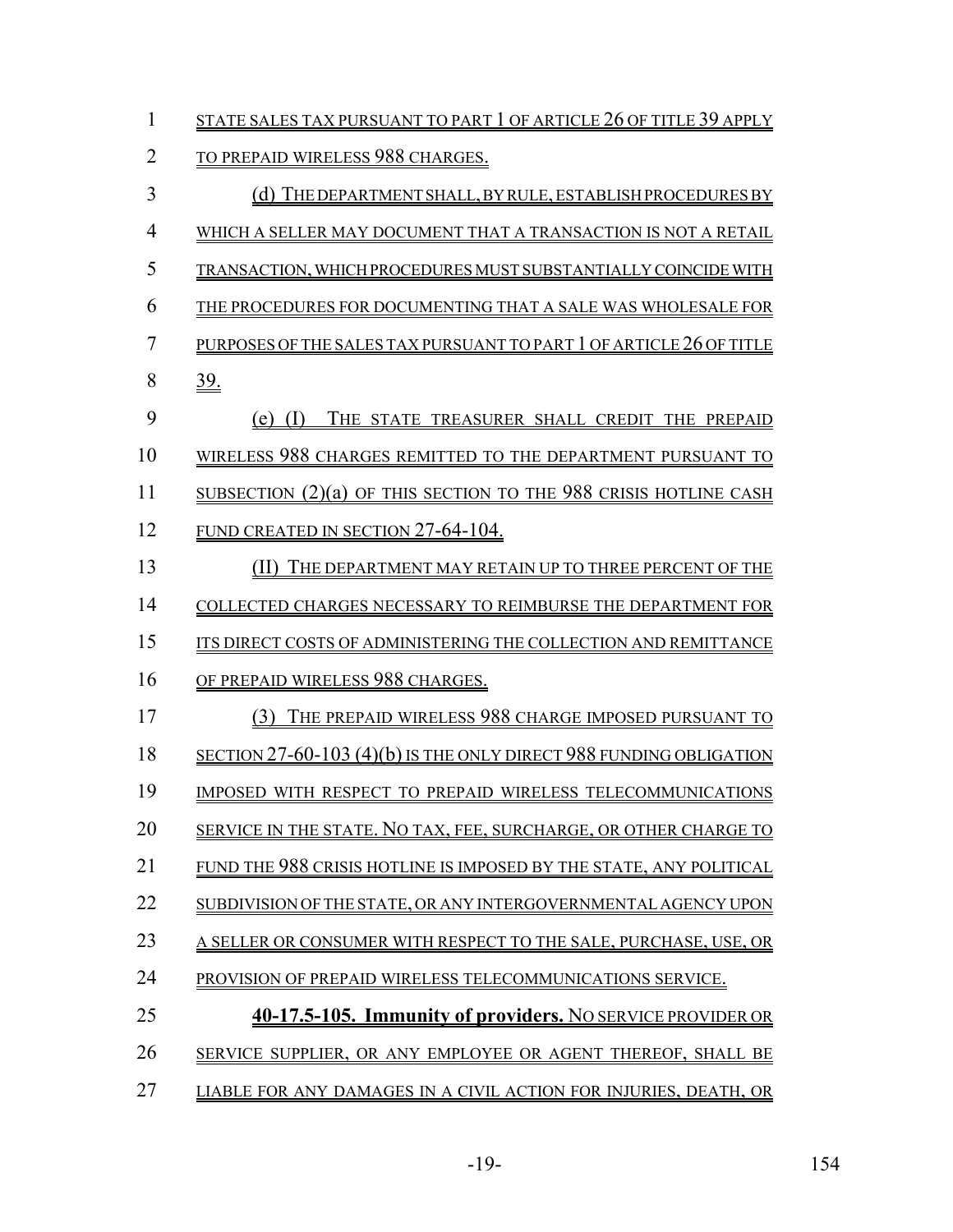STATE SALES TAX PURSUANT TO PART 1 OF ARTICLE 26 OF TITLE 39 APPLY TO PREPAID WIRELESS 988 CHARGES.

(d) THE DEPARTMENT SHALL, BY RULE, ESTABLISH PROCEDURES BY WHICH A SELLER MAY DOCUMENT THAT A TRANSACTION IS NOT A RETAIL TRANSACTION, WHICH PROCEDURES MUST SUBSTANTIALLY COINCIDE WITH THE PROCEDURES FOR DOCUMENTING THAT A SALE WAS WHOLESALE FOR PURPOSES OF THE SALES TAX PURSUANT TO PART 1 OF ARTICLE 26 OF TITLE 39.

(e) (I) THE STATE TREASURER SHALL CREDIT THE PREPAID WIRELESS 988 CHARGES REMITTED TO THE DEPARTMENT PURSUANT TO SUBSECTION (2)(a) OF THIS SECTION TO THE 988 CRISIS HOTLINE CASH FUND CREATED IN SECTION 27-64-104.

(II) THE DEPARTMENT MAY RETAIN UP TO THREE PERCENT OF THE COLLECTED CHARGES NECESSARY TO REIMBURSE THE DEPARTMENT FOR ITS DIRECT COSTS OF ADMINISTERING THE COLLECTION AND REMITTANCE OF PREPAID WIRELESS 988 CHARGES.

(3) THE PREPAID WIRELESS 988 CHARGE IMPOSED PURSUANT TO SECTION 27-60-103 (4)(b) IS THE ONLY DIRECT 988 FUNDING OBLIGATION IMPOSED WITH RESPECT TO PREPAID WIRELESS TELECOMMUNICATIONS SERVICE IN THE STATE. NO TAX, FEE, SURCHARGE, OR OTHER CHARGE TO FUND THE 988 CRISIS HOTLINE IS IMPOSED BY THE STATE, ANY POLITICAL SUBDIVISION OF THE STATE, OR ANY INTERGOVERNMENTAL AGENCY UPON A SELLER OR CONSUMER WITH RESPECT TO THE SALE, PURCHASE, USE, OR PROVISION OF PREPAID WIRELESS TELECOMMUNICATIONS SERVICE.

**40-17.5-105. Immunity of providers.** NO SERVICE PROVIDER OR SERVICE SUPPLIER, OR ANY EMPLOYEE OR AGENT THEREOF, SHALL BE LIABLE FOR ANY DAMAGES IN A CIVIL ACTION FOR INJURIES, DEATH, OR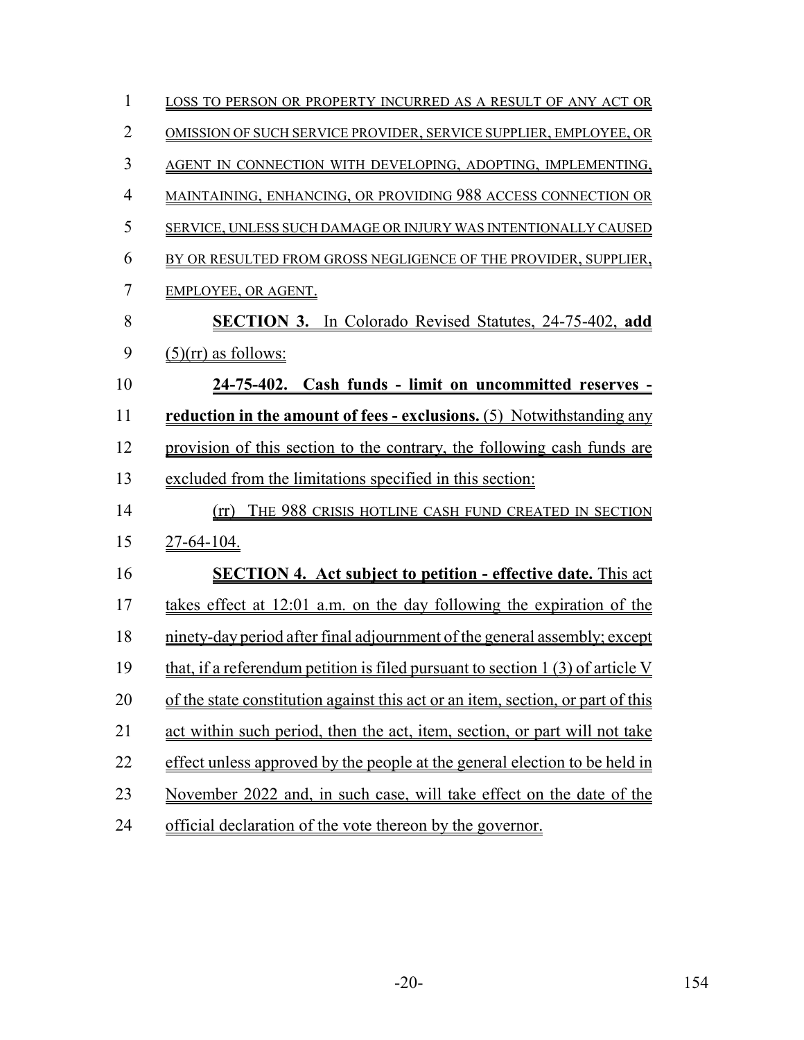LOSS TO PERSON OR PROPERTY INCURRED AS A RESULT OF ANY ACT OR OMISSION OF SUCH SERVICE PROVIDER, SERVICE SUPPLIER, EMPLOYEE, OR AGENT IN CONNECTION WITH DEVELOPING, ADOPTING, IMPLEMENTING, MAINTAINING, ENHANCING, OR PROVIDING 988 ACCESS CONNECTION OR SERVICE, UNLESS SUCH DAMAGE OR INJURY WAS INTENTIONALLY CAUSED BY OR RESULTED FROM GROSS NEGLIGENCE OF THE PROVIDER, SUPPLIER, EMPLOYEE, OR AGENT.

**SECTION 3.** In Colorado Revised Statutes, 24-75-402, **add** (5)(rr) as follows:

**24-75-402. Cash funds - limit on uncommitted reserves - reduction in the amount of fees - exclusions.** (5) Notwithstanding any provision of this section to the contrary, the following cash funds are excluded from the limitations specified in this section:

(rr) THE 988 CRISIS HOTLINE CASH FUND CREATED IN SECTION 27-64-104.

**SECTION 4. Act subject to petition - effective date.** This act takes effect at 12:01 a.m. on the day following the expiration of the ninety-day period after final adjournment of the general assembly; except that, if a referendum petition is filed pursuant to section 1 (3) of article V of the state constitution against this act or an item, section, or part of this act within such period, then the act, item, section, or part will not take effect unless approved by the people at the general election to be held in November 2022 and, in such case, will take effect on the date of the official declaration of the vote thereon by the governor.